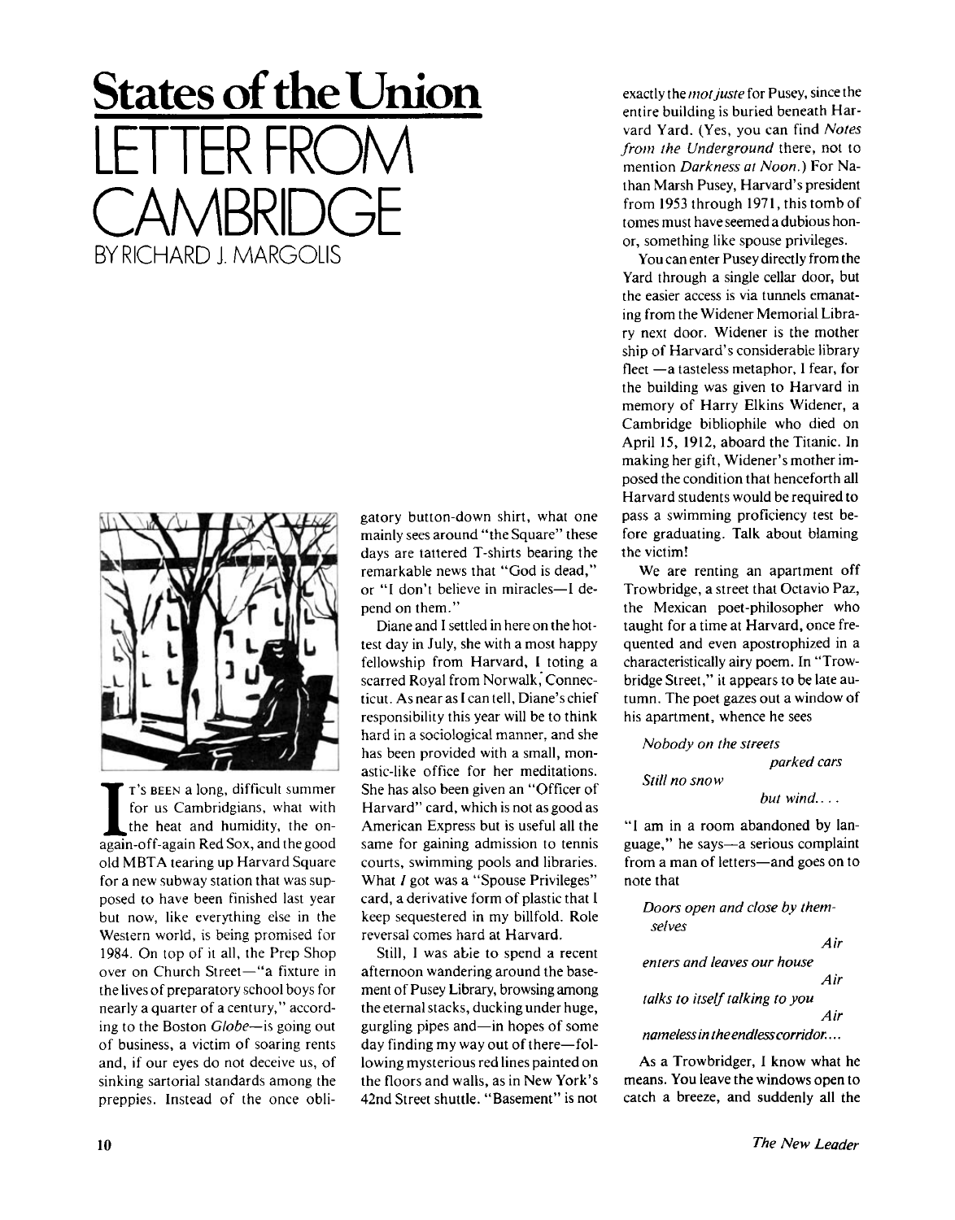# States of the Union

# LETTER FROM CAMBRIDGE

BY RICHARD J. MARGOLIS

It's been a long, difficult summer for us Cambridgians, what with the heat and humidity, the on-again-off-again Red Sox, and the good old MBTA tearing up Harvard Square for a new subway station that was supposed to have been finished last year but now, like everything else in the Western world, is being promised for 1984. On top of it all, the Prep Shop over on Church Street—"a fixture in the lives of preparatory school boys for nearly a quarter of a century," according to the Boston *Globe*—is going out of business, a victim of soaring rents and, if our eyes do not deceive us, of sinking sartorial standards among the preppies. Instead of the once obligatory button-down shirt, what one mainly sees around "the Square" these days are tattered T-shirts bearing the remarkable news that "God is dead," or "I don't believe in miracles—I depend on them."

Diane and I settled in here on the hottest day in July, she with a most happy fellowship from Harvard, I toting a scarred Royal from Norwalk, Connecticut. As near as I can tell, Diane's chief responsibility this year will be to think hard in a sociological manner, and she has been provided with a small, monastic-like office for her meditations. She has also been given an "Officer of Harvard" card, which is not as good as American Express but is useful all the same for gaining admission to tennis courts, swimming pools and libraries. What *I* got was a "Spouse Privileges" card, a derivative form of plastic that I keep sequestered in my billfold. Role reversal comes hard at Harvard.

Still, I was able to spend a recent afternoon wandering around the basement of Pusey Library, browsing among the eternal stacks, ducking under huge, gurgling pipes and—in hopes of some day finding my way out of there—following mysterious red lines painted on the floors and walls, as in New York's 42nd Street shuttle. "Basement" is not exactly the *mot juste* for Pusey, since the entire building is buried beneath Harvard Yard. (Yes, you can find *Notes from the Underground* there, not to mention *Darkness at Noon*.) For Nathan Marsh Pusey, Harvard's president from 1953 through 1971, this tomb of tomes must have seemed a dubious honor, something like spouse privileges.

You can enter Pusey directly from the Yard through a single cellar door, but the easier access is via tunnels emanating from the Widener Memorial Library next door. Widener is the mother ship of Harvard's considerable library fleet —a tasteless metaphor, I fear, for the building was given to Harvard in memory of Harry Elkins Widener, a Cambridge bibliophile who died on April 15, 1912, aboard the Titanic. In making her gift, Widener's mother imposed the condition that henceforth all Harvard students would be required to pass a swimming proficiency test before graduating. Talk about blaming the victim!

We are renting an apartment off Trowbridge, a street that Octavio Paz, the Mexican poet-philosopher who taught for a time at Harvard, once frequented and even apostrophized in a characteristically airy poem. In "Trowbridge Street," it appears to be late autumn. The poet gazes out a window of his apartment, whence he sees

> *Nobody on the streets*
> *parked cars*
> *Still no snow*
> *but wind. . . .*

"I am in a room abandoned by language," he says—a serious complaint from a man of letters—and goes on to note that

> *Doors open and close by themselves*
> *Air*
> *enters and leaves our house*
> *Air*
> *talks to itself talking to you*
> *Air*
> *nameless in the endless corridor. . . .*

As a Trowbridger, I know what he means. You leave the windows open to catch a breeze, and suddenly all the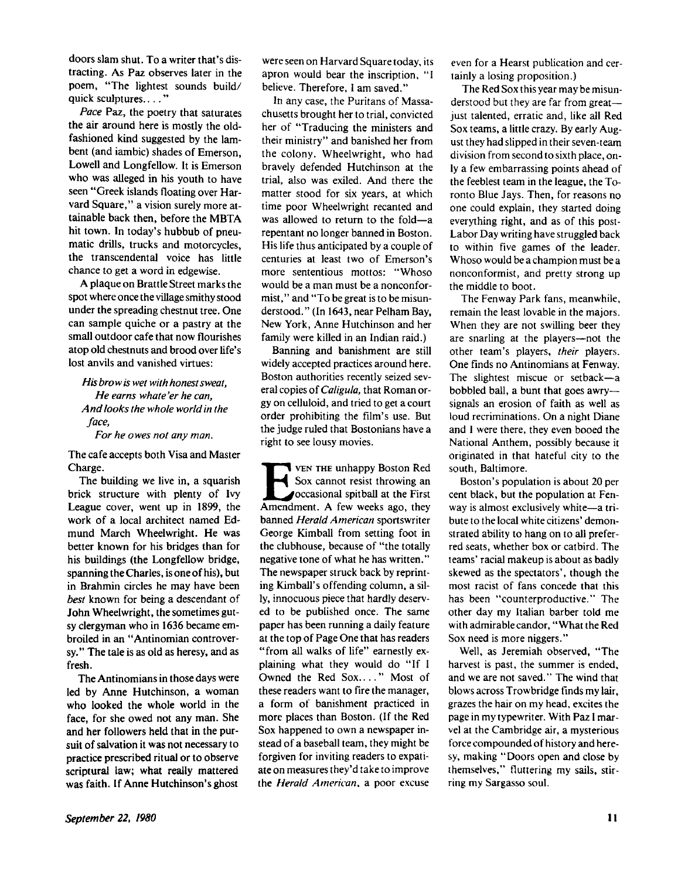doors slam shut. To a writer that's distracting. As Paz observes later in the poem, "The lightest sounds build/ quick sculptures. . . ."

*Pace* Paz, the poetry that saturates the air around here is mostly the old-fashioned kind suggested by the lambent (and iambic) shades of Emerson, Lowell and Longfellow. It is Emerson who was alleged in his youth to have seen "Greek islands floating over Harvard Square," a vision surely more attainable back then, before the MBTA hit town. In today's hubbub of pneumatic drills, trucks and motorcycles, the transcendental voice has little chance to get a word in edgewise.

A plaque on Brattle Street marks the spot where once the village smithy stood under the spreading chestnut tree. One can sample quiche or a pastry at the small outdoor cafe that now flourishes atop old chestnuts and brood over life's lost anvils and vanished virtues:

> *His brow is wet with honest sweat,*
> *He earns whate'er he can,*
> *And looks the whole world in the face,*
> *For he owes not any man.*

The cafe accepts both Visa and Master Charge.

The building we live in, a squarish brick structure with plenty of Ivy League cover, went up in 1899, the work of a local architect named Edmund March Wheelwright. He was better known for his bridges than for his buildings (the Longfellow bridge, spanning the Charles, is one of his), but in Brahmin circles he may have been *best* known for being a descendant of John Wheelwright, the sometimes gutsy clergyman who in 1636 became embroiled in an "Antinomian controversy." The tale is as old as heresy, and as fresh.

The Antinomians in those days were led by Anne Hutchinson, a woman who looked the whole world in the face, for she owed not any man. She and her followers held that in the pursuit of salvation it was not necessary to practice prescribed ritual or to observe scriptural law; what really mattered was faith. If Anne Hutchinson's ghost were seen on Harvard Square today, its apron would bear the inscription, "I believe. Therefore, I am saved."

In any case, the Puritans of Massachusetts brought her to trial, convicted her of "Traducing the ministers and their ministry" and banished her from the colony. Wheelwright, who had bravely defended Hutchinson at the trial, also was exiled. And there the matter stood for six years, at which time poor Wheelwright recanted and was allowed to return to the fold—a repentant no longer banned in Boston. His life thus anticipated by a couple of centuries at least two of Emerson's more sententious mottos: "Whoso would be a man must be a nonconformist," and "To be great is to be misunderstood." (In 1643, near Pelham Bay, New York, Anne Hutchinson and her family were killed in an Indian raid.)

Banning and banishment are still widely accepted practices around here. Boston authorities recently seized several copies of *Caligula*, that Roman orgy on celluloid, and tried to get a court order prohibiting the film's use. But the judge ruled that Bostonians have a right to see lousy movies.

EVEN THE unhappy Boston Red Sox cannot resist throwing an occasional spitball at the First Amendment. A few weeks ago, they banned *Herald American* sportswriter George Kimball from setting foot in the clubhouse, because of "the totally negative tone of what he has written." The newspaper struck back by reprinting Kimball's offending column, a silly, innocuous piece that hardly deserved to be published once. The same paper has been running a daily feature at the top of Page One that has readers "from all walks of life" earnestly explaining what they would do "If I Owned the Red Sox. . . ." Most of these readers want to fire the manager, a form of banishment practiced in more places than Boston. (If the Red Sox happened to own a newspaper instead of a baseball team, they might be forgiven for inviting readers to expatiate on measures they'd take to improve the *Herald American*, a poor excuse even for a Hearst publication and certainly a losing proposition.)

The Red Sox this year may be misunderstood but they are far from great—just talented, erratic and, like all Red Sox teams, a little crazy. By early August they had slipped in their seven-team division from second to sixth place, only a few embarrassing points ahead of the feeblest team in the league, the Toronto Blue Jays. Then, for reasons no one could explain, they started doing everything right, and as of this post-Labor Day writing have struggled back to within five games of the leader. Whoso would be a champion must be a nonconformist, and pretty strong up the middle to boot.

The Fenway Park fans, meanwhile, remain the least lovable in the majors. When they are not swilling beer they are snarling at the players—not the other team's players, *their* players. One finds no Antinomians at Fenway. The slightest miscue or setback—a bobbled ball, a bunt that goes awry—signals an erosion of faith as well as loud recriminations. On a night Diane and I were there, they even booed the National Anthem, possibly because it originated in that hateful city to the south, Baltimore.

Boston's population is about 20 per cent black, but the population at Fenway is almost exclusively white—a tribute to the local white citizens' demonstrated ability to hang on to all preferred seats, whether box or catbird. The teams' racial makeup is about as badly skewed as the spectators', though the most racist of fans concede that this has been "counterproductive." The other day my Italian barber told me with admirable candor, "What the Red Sox need is more niggers."

Well, as Jeremiah observed, "The harvest is past, the summer is ended, and we are not saved." The wind that blows across Trowbridge finds my lair, grazes the hair on my head, excites the page in my typewriter. With Paz I marvel at the Cambridge air, a mysterious force compounded of history and heresy, making "Doors open and close by themselves," fluttering my sails, stirring my Sargasso soul.